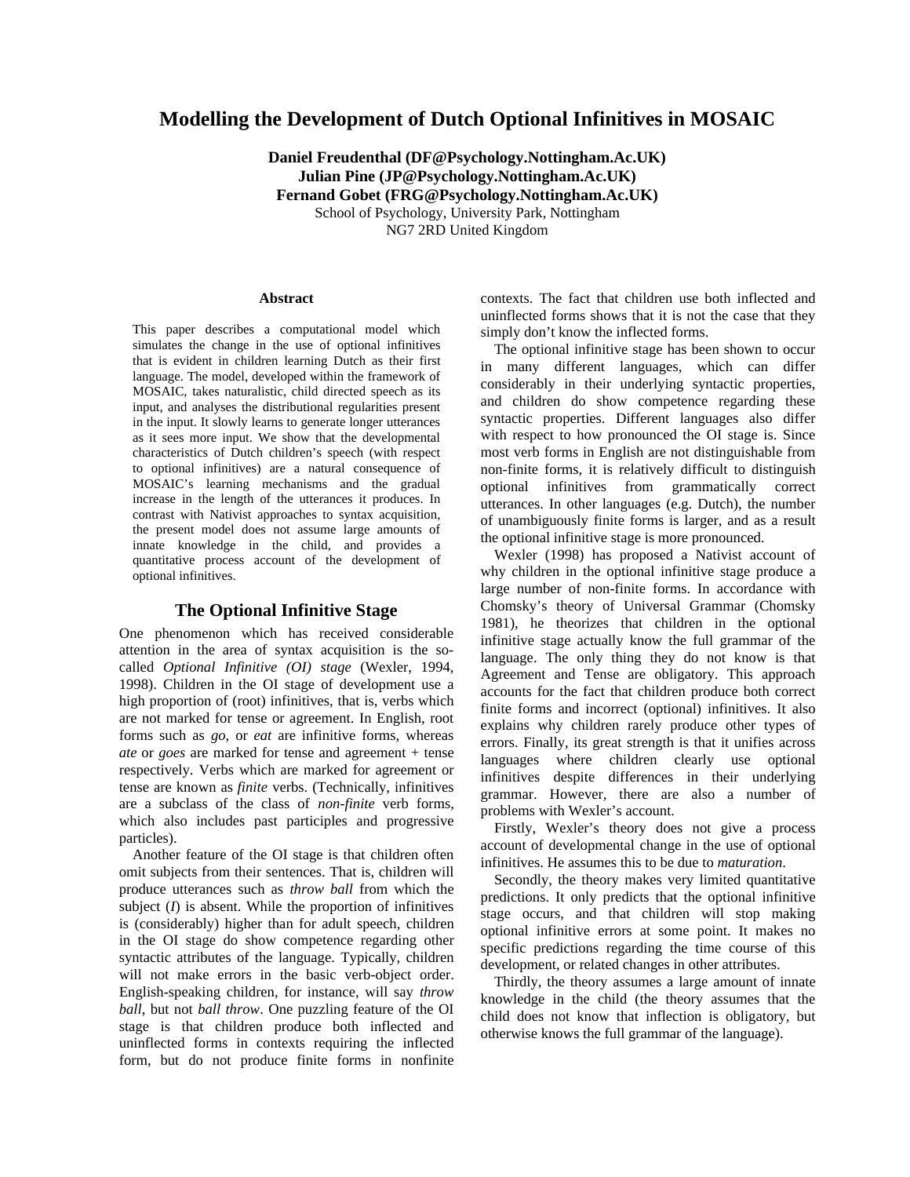# Modelling the Development of Dutch Optional Infinitives in MOSAIC

**Daniel Freudenthal (DF@Psychology.Nottingham.Ac.UK)**
**Julian Pine (JP@Psychology.Nottingham.Ac.UK)**
**Fernand Gobet (FRG@Psychology.Nottingham.Ac.UK)**
School of Psychology, University Park, Nottingham
NG7 2RD United Kingdom

### Abstract

This paper describes a computational model which simulates the change in the use of optional infinitives that is evident in children learning Dutch as their first language. The model, developed within the framework of MOSAIC, takes naturalistic, child directed speech as its input, and analyses the distributional regularities present in the input. It slowly learns to generate longer utterances as it sees more input. We show that the developmental characteristics of Dutch children's speech (with respect to optional infinitives) are a natural consequence of MOSAIC's learning mechanisms and the gradual increase in the length of the utterances it produces. In contrast with Nativist approaches to syntax acquisition, the present model does not assume large amounts of innate knowledge in the child, and provides a quantitative process account of the development of optional infinitives.

## The Optional Infinitive Stage

One phenomenon which has received considerable attention in the area of syntax acquisition is the so-called *Optional Infinitive (OI) stage* (Wexler, 1994, 1998). Children in the OI stage of development use a high proportion of (root) infinitives, that is, verbs which are not marked for tense or agreement. In English, root forms such as *go*, or *eat* are infinitive forms, whereas *ate* or *goes* are marked for tense and agreement + tense respectively. Verbs which are marked for agreement or tense are known as *finite* verbs. (Technically, infinitives are a subclass of the class of *non-finite* verb forms, which also includes past participles and progressive particles).

Another feature of the OI stage is that children often omit subjects from their sentences. That is, children will produce utterances such as *throw ball* from which the subject (*I*) is absent. While the proportion of infinitives is (considerably) higher than for adult speech, children in the OI stage do show competence regarding other syntactic attributes of the language. Typically, children will not make errors in the basic verb-object order. English-speaking children, for instance, will say *throw ball*, but not *ball throw*. One puzzling feature of the OI stage is that children produce both inflected and uninflected forms in contexts requiring the inflected form, but do not produce finite forms in nonfinite contexts. The fact that children use both inflected and uninflected forms shows that it is not the case that they simply don't know the inflected forms.

The optional infinitive stage has been shown to occur in many different languages, which can differ considerably in their underlying syntactic properties, and children do show competence regarding these syntactic properties. Different languages also differ with respect to how pronounced the OI stage is. Since most verb forms in English are not distinguishable from non-finite forms, it is relatively difficult to distinguish optional infinitives from grammatically correct utterances. In other languages (e.g. Dutch), the number of unambiguously finite forms is larger, and as a result the optional infinitive stage is more pronounced.

Wexler (1998) has proposed a Nativist account of why children in the optional infinitive stage produce a large number of non-finite forms. In accordance with Chomsky's theory of Universal Grammar (Chomsky 1981), he theorizes that children in the optional infinitive stage actually know the full grammar of the language. The only thing they do not know is that Agreement and Tense are obligatory. This approach accounts for the fact that children produce both correct finite forms and incorrect (optional) infinitives. It also explains why children rarely produce other types of errors. Finally, its great strength is that it unifies across languages where children clearly use optional infinitives despite differences in their underlying grammar. However, there are also a number of problems with Wexler's account.

Firstly, Wexler's theory does not give a process account of developmental change in the use of optional infinitives. He assumes this to be due to *maturation*.

Secondly, the theory makes very limited quantitative predictions. It only predicts that the optional infinitive stage occurs, and that children will stop making optional infinitive errors at some point. It makes no specific predictions regarding the time course of this development, or related changes in other attributes.

Thirdly, the theory assumes a large amount of innate knowledge in the child (the theory assumes that the child does not know that inflection is obligatory, but otherwise knows the full grammar of the language).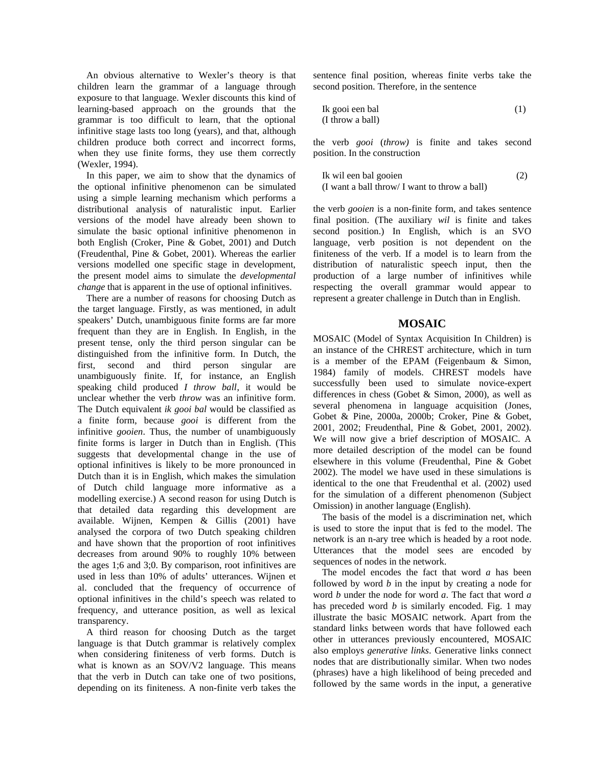An obvious alternative to Wexler's theory is that children learn the grammar of a language through exposure to that language. Wexler discounts this kind of learning-based approach on the grounds that the grammar is too difficult to learn, that the optional infinitive stage lasts too long (years), and that, although children produce both correct and incorrect forms, when they use finite forms, they use them correctly (Wexler, 1994).

In this paper, we aim to show that the dynamics of the optional infinitive phenomenon can be simulated using a simple learning mechanism which performs a distributional analysis of naturalistic input. Earlier versions of the model have already been shown to simulate the basic optional infinitive phenomenon in both English (Croker, Pine & Gobet, 2001) and Dutch (Freudenthal, Pine & Gobet, 2001). Whereas the earlier versions modelled one specific stage in development, the present model aims to simulate the *developmental change* that is apparent in the use of optional infinitives.

There are a number of reasons for choosing Dutch as the target language. Firstly, as was mentioned, in adult speakers' Dutch, unambiguous finite forms are far more frequent than they are in English. In English, in the present tense, only the third person singular can be distinguished from the infinitive form. In Dutch, the first, second and third person singular are unambiguously finite. If, for instance, an English speaking child produced *I throw ball*, it would be unclear whether the verb *throw* was an infinitive form. The Dutch equivalent *ik gooi bal* would be classified as a finite form, because *gooi* is different from the infinitive *gooien*. Thus, the number of unambiguously finite forms is larger in Dutch than in English. (This suggests that developmental change in the use of optional infinitives is likely to be more pronounced in Dutch than it is in English, which makes the simulation of Dutch child language more informative as a modelling exercise.) A second reason for using Dutch is that detailed data regarding this development are available. Wijnen, Kempen & Gillis (2001) have analysed the corpora of two Dutch speaking children and have shown that the proportion of root infinitives decreases from around 90% to roughly 10% between the ages 1;6 and 3;0. By comparison, root infinitives are used in less than 10% of adults' utterances. Wijnen et al. concluded that the frequency of occurrence of optional infinitives in the child's speech was related to frequency, and utterance position, as well as lexical transparency.

A third reason for choosing Dutch as the target language is that Dutch grammar is relatively complex when considering finiteness of verb forms. Dutch is what is known as an SOV/V2 language. This means that the verb in Dutch can take one of two positions, depending on its finiteness. A non-finite verb takes the sentence final position, whereas finite verbs take the second position. Therefore, in the sentence

Ik gooi een bal (1)
(I throw a ball)

the verb *gooi* (*throw)* is finite and takes second position. In the construction

Ik wil een bal gooien (2)
(I want a ball throw/ I want to throw a ball)

the verb *gooien* is a non-finite form, and takes sentence final position. (The auxiliary *wil* is finite and takes second position.) In English, which is an SVO language, verb position is not dependent on the finiteness of the verb. If a model is to learn from the distribution of naturalistic speech input, then the production of a large number of infinitives while respecting the overall grammar would appear to represent a greater challenge in Dutch than in English.

## MOSAIC

MOSAIC (Model of Syntax Acquisition In Children) is an instance of the CHREST architecture, which in turn is a member of the EPAM (Feigenbaum & Simon, 1984) family of models. CHREST models have successfully been used to simulate novice-expert differences in chess (Gobet & Simon, 2000), as well as several phenomena in language acquisition (Jones, Gobet & Pine, 2000a, 2000b; Croker, Pine & Gobet, 2001, 2002; Freudenthal, Pine & Gobet, 2001, 2002). We will now give a brief description of MOSAIC. A more detailed description of the model can be found elsewhere in this volume (Freudenthal, Pine & Gobet 2002). The model we have used in these simulations is identical to the one that Freudenthal et al. (2002) used for the simulation of a different phenomenon (Subject Omission) in another language (English).

The basis of the model is a discrimination net, which is used to store the input that is fed to the model. The network is an n-ary tree which is headed by a root node. Utterances that the model sees are encoded by sequences of nodes in the network.

The model encodes the fact that word *a* has been followed by word *b* in the input by creating a node for word *b* under the node for word *a*. The fact that word *a* has preceded word *b* is similarly encoded. Fig. 1 may illustrate the basic MOSAIC network. Apart from the standard links between words that have followed each other in utterances previously encountered, MOSAIC also employs *generative links*. Generative links connect nodes that are distributionally similar. When two nodes (phrases) have a high likelihood of being preceded and followed by the same words in the input, a generative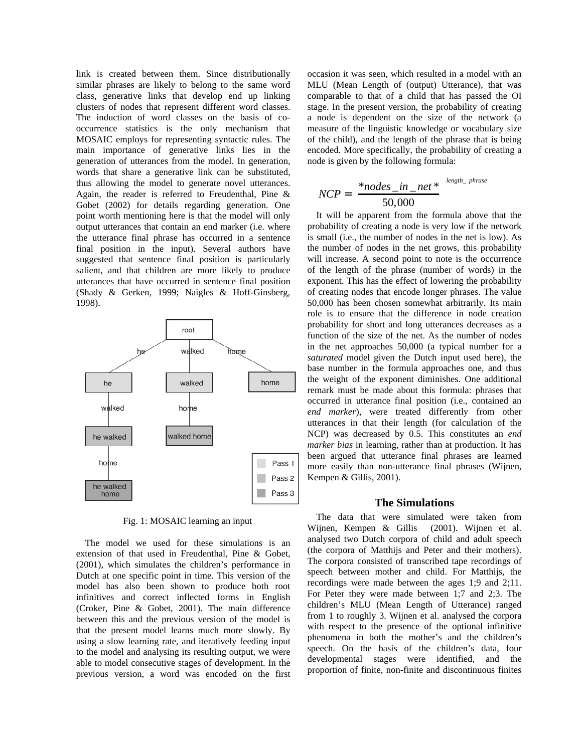link is created between them. Since distributionally similar phrases are likely to belong to the same word class, generative links that develop end up linking clusters of nodes that represent different word classes. The induction of word classes on the basis of co-occurrence statistics is the only mechanism that MOSAIC employs for representing syntactic rules. The main importance of generative links lies in the generation of utterances from the model. In generation, words that share a generative link can be substituted, thus allowing the model to generate novel utterances. Again, the reader is referred to Freudenthal, Pine & Gobet (2002) for details regarding generation. One point worth mentioning here is that the model will only output utterances that contain an end marker (i.e. where the utterance final phrase has occurred in a sentence final position in the input). Several authors have suggested that sentence final position is particularly salient, and that children are more likely to produce utterances that have occurred in sentence final position (Shady & Gerken, 1999; Naigles & Hoff-Ginsberg, 1998).

Fig. 1: MOSAIC learning an input

The model we used for these simulations is an extension of that used in Freudenthal, Pine & Gobet, (2001), which simulates the children's performance in Dutch at one specific point in time. This version of the model has also been shown to produce both root infinitives and correct inflected forms in English (Croker, Pine & Gobet, 2001). The main difference between this and the previous version of the model is that the present model learns much more slowly. By using a slow learning rate, and iteratively feeding input to the model and analysing its resulting output, we were able to model consecutive stages of development. In the previous version, a word was encoded on the first occasion it was seen, which resulted in a model with an MLU (Mean Length of (output) Utterance), that was comparable to that of a child that has passed the OI stage. In the present version, the probability of creating a node is dependent on the size of the network (a measure of the linguistic knowledge or vocabulary size of the child), and the length of the phrase that is being encoded. More specifically, the probability of creating a node is given by the following formula:

$$NCP = \left(\frac{nodes\_in\_net}{50{,}000}\right)^{length\_phrase}$$

It will be apparent from the formula above that the probability of creating a node is very low if the network is small (i.e., the number of nodes in the net is low). As the number of nodes in the net grows, this probability will increase. A second point to note is the occurrence of the length of the phrase (number of words) in the exponent. This has the effect of lowering the probability of creating nodes that encode longer phrases. The value 50,000 has been chosen somewhat arbitrarily. Its main role is to ensure that the difference in node creation probability for short and long utterances decreases as a function of the size of the net. As the number of nodes in the net approaches 50,000 (a typical number for a *saturated* model given the Dutch input used here), the base number in the formula approaches one, and thus the weight of the exponent diminishes. One additional remark must be made about this formula: phrases that occurred in utterance final position (i.e., contained an *end marker*), were treated differently from other utterances in that their length (for calculation of the NCP) was decreased by 0.5. This constitutes an *end marker bias* in learning, rather than at production. It has been argued that utterance final phrases are learned more easily than non-utterance final phrases (Wijnen, Kempen & Gillis, 2001).

## The Simulations

The data that were simulated were taken from Wijnen, Kempen & Gillis (2001). Wijnen et al. analysed two Dutch corpora of child and adult speech (the corpora of Matthijs and Peter and their mothers). The corpora consisted of transcribed tape recordings of speech between mother and child. For Matthijs, the recordings were made between the ages 1;9 and 2;11. For Peter they were made between 1;7 and 2;3. The children's MLU (Mean Length of Utterance) ranged from 1 to roughly 3. Wijnen et al. analysed the corpora with respect to the presence of the optional infinitive phenomena in both the mother's and the children's speech. On the basis of the children's data, four developmental stages were identified, and the proportion of finite, non-finite and discontinuous finites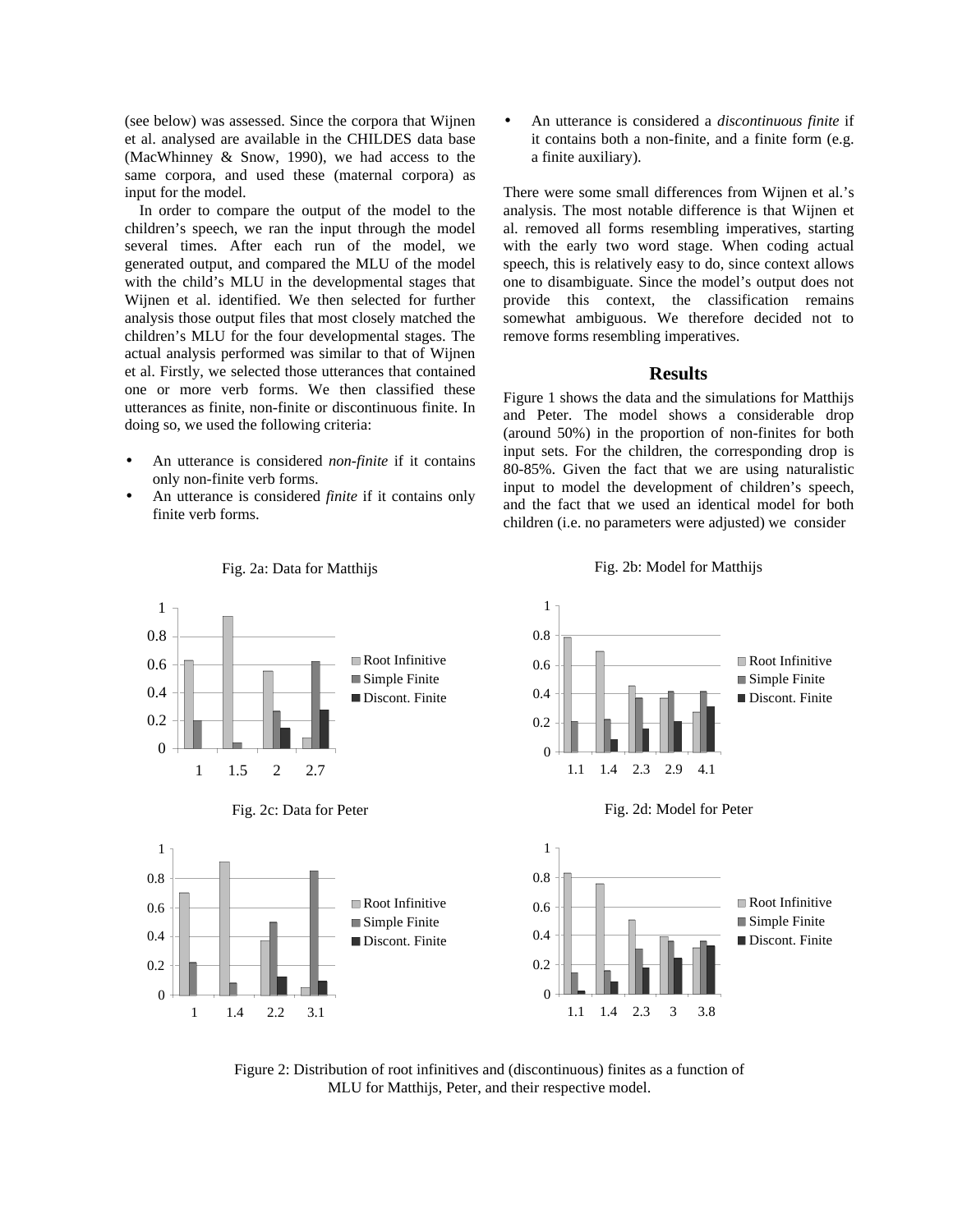(see below) was assessed. Since the corpora that Wijnen et al. analysed are available in the CHILDES data base (MacWhinney & Snow, 1990), we had access to the same corpora, and used these (maternal corpora) as input for the model.

In order to compare the output of the model to the children's speech, we ran the input through the model several times. After each run of the model, we generated output, and compared the MLU of the model with the child's MLU in the developmental stages that Wijnen et al. identified. We then selected for further analysis those output files that most closely matched the children's MLU for the four developmental stages. The actual analysis performed was similar to that of Wijnen et al. Firstly, we selected those utterances that contained one or more verb forms. We then classified these utterances as finite, non-finite or discontinuous finite. In doing so, we used the following criteria:

- An utterance is considered *non-finite* if it contains only non-finite verb forms.
- An utterance is considered *finite* if it contains only finite verb forms.
- An utterance is considered a *discontinuous finite* if it contains both a non-finite, and a finite form (e.g. a finite auxiliary).

There were some small differences from Wijnen et al.'s analysis. The most notable difference is that Wijnen et al. removed all forms resembling imperatives, starting with the early two word stage. When coding actual speech, this is relatively easy to do, since context allows one to disambiguate. Since the model's output does not provide this context, the classification remains somewhat ambiguous. We therefore decided not to remove forms resembling imperatives.

## Results

Figure 1 shows the data and the simulations for Matthijs and Peter. The model shows a considerable drop (around 50%) in the proportion of non-finites for both input sets. For the children, the corresponding drop is 80-85%. Given the fact that we are using naturalistic input to model the development of children's speech, and the fact that we used an identical model for both children (i.e. no parameters were adjusted) we consider

Fig. 2a: Data for Matthijs

Fig. 2b: Model for Matthijs

Fig. 2c: Data for Peter

Fig. 2d: Model for Peter

Figure 2: Distribution of root infinitives and (discontinuous) finites as a function of MLU for Matthijs, Peter, and their respective model.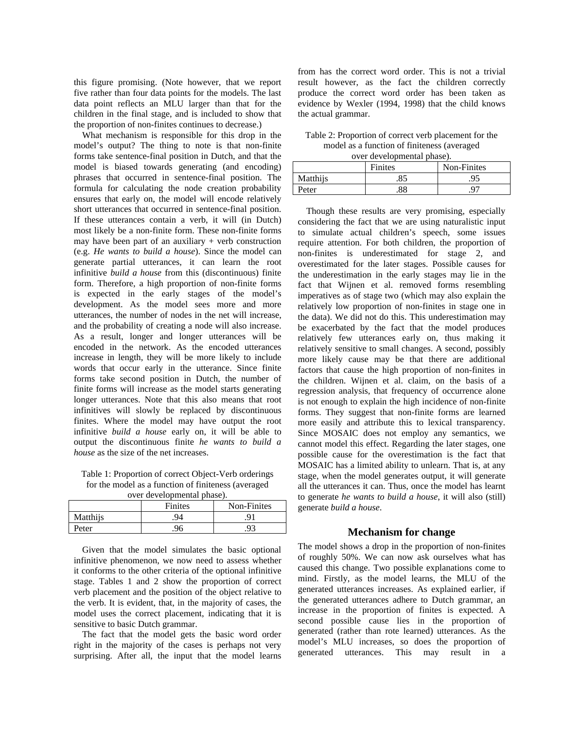this figure promising. (Note however, that we report five rather than four data points for the models. The last data point reflects an MLU larger than that for the children in the final stage, and is included to show that the proportion of non-finites continues to decrease.)

What mechanism is responsible for this drop in the model's output? The thing to note is that non-finite forms take sentence-final position in Dutch, and that the model is biased towards generating (and encoding) phrases that occurred in sentence-final position. The formula for calculating the node creation probability ensures that early on, the model will encode relatively short utterances that occurred in sentence-final position. If these utterances contain a verb, it will (in Dutch) most likely be a non-finite form. These non-finite forms may have been part of an auxiliary + verb construction (e.g. *He wants to build a house*). Since the model can generate partial utterances, it can learn the root infinitive *build a house* from this (discontinuous) finite form. Therefore, a high proportion of non-finite forms is expected in the early stages of the model's development. As the model sees more and more utterances, the number of nodes in the net will increase, and the probability of creating a node will also increase. As a result, longer and longer utterances will be encoded in the network. As the encoded utterances increase in length, they will be more likely to include words that occur early in the utterance. Since finite forms take second position in Dutch, the number of finite forms will increase as the model starts generating longer utterances. Note that this also means that root infinitives will slowly be replaced by discontinuous finites. Where the model may have output the root infinitive *build a house* early on, it will be able to output the discontinuous finite *he wants to build a house* as the size of the net increases.

Table 1: Proportion of correct Object-Verb orderings for the model as a function of finiteness (averaged over developmental phase).

| | Finites | Non-Finites |
|---|---|---|
| Matthijs | .94 | .91 |
| Peter | .96 | .93 |

Given that the model simulates the basic optional infinitive phenomenon, we now need to assess whether it conforms to the other criteria of the optional infinitive stage. Tables 1 and 2 show the proportion of correct verb placement and the position of the object relative to the verb. It is evident, that, in the majority of cases, the model uses the correct placement, indicating that it is sensitive to basic Dutch grammar.

The fact that the model gets the basic word order right in the majority of the cases is perhaps not very surprising. After all, the input that the model learns from has the correct word order. This is not a trivial result however, as the fact the children correctly produce the correct word order has been taken as evidence by Wexler (1994, 1998) that the child knows the actual grammar.

Table 2: Proportion of correct verb placement for the model as a function of finiteness (averaged over developmental phase).

| | Finites | Non-Finites |
|---|---|---|
| Matthijs | .85 | .95 |
| Peter | .88 | .97 |

Though these results are very promising, especially considering the fact that we are using naturalistic input to simulate actual children's speech, some issues require attention. For both children, the proportion of non-finites is underestimated for stage 2, and overestimated for the later stages. Possible causes for the underestimation in the early stages may lie in the fact that Wijnen et al. removed forms resembling imperatives as of stage two (which may also explain the relatively low proportion of non-finites in stage one in the data). We did not do this. This underestimation may be exacerbated by the fact that the model produces relatively few utterances early on, thus making it relatively sensitive to small changes. A second, possibly more likely cause may be that there are additional factors that cause the high proportion of non-finites in the children. Wijnen et al. claim, on the basis of a regression analysis, that frequency of occurrence alone is not enough to explain the high incidence of non-finite forms. They suggest that non-finite forms are learned more easily and attribute this to lexical transparency. Since MOSAIC does not employ any semantics, we cannot model this effect. Regarding the later stages, one possible cause for the overestimation is the fact that MOSAIC has a limited ability to unlearn. That is, at any stage, when the model generates output, it will generate all the utterances it can. Thus, once the model has learnt to generate *he wants to build a house*, it will also (still) generate *build a house*.

## Mechanism for change

The model shows a drop in the proportion of non-finites of roughly 50%. We can now ask ourselves what has caused this change. Two possible explanations come to mind. Firstly, as the model learns, the MLU of the generated utterances increases. As explained earlier, if the generated utterances adhere to Dutch grammar, an increase in the proportion of finites is expected. A second possible cause lies in the proportion of generated (rather than rote learned) utterances. As the model's MLU increases, so does the proportion of generated utterances. This may result in a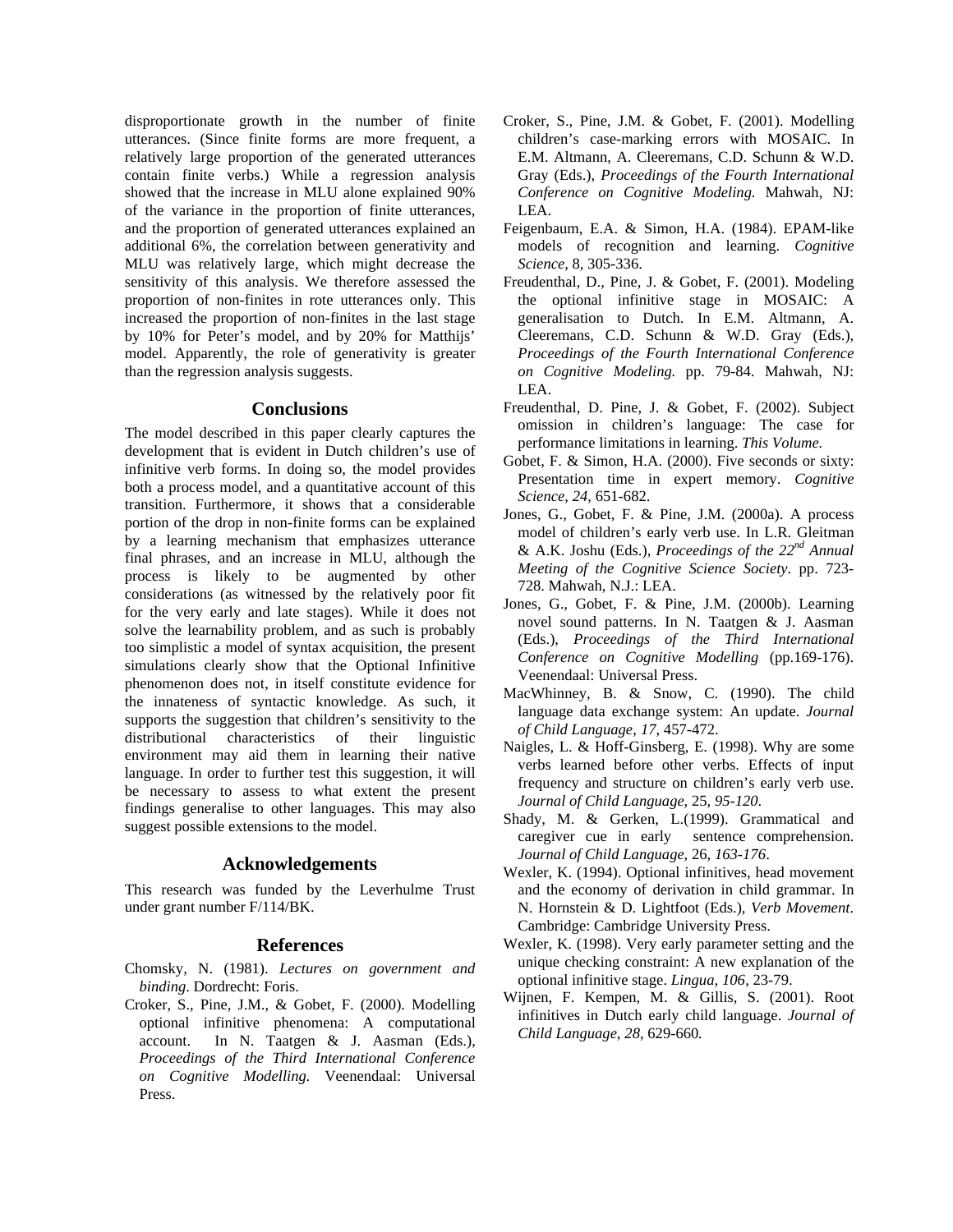disproportionate growth in the number of finite utterances. (Since finite forms are more frequent, a relatively large proportion of the generated utterances contain finite verbs.) While a regression analysis showed that the increase in MLU alone explained 90% of the variance in the proportion of finite utterances, and the proportion of generated utterances explained an additional 6%, the correlation between generativity and MLU was relatively large, which might decrease the sensitivity of this analysis. We therefore assessed the proportion of non-finites in rote utterances only. This increased the proportion of non-finites in the last stage by 10% for Peter's model, and by 20% for Matthijs' model. Apparently, the role of generativity is greater than the regression analysis suggests.

## Conclusions

The model described in this paper clearly captures the development that is evident in Dutch children's use of infinitive verb forms. In doing so, the model provides both a process model, and a quantitative account of this transition. Furthermore, it shows that a considerable portion of the drop in non-finite forms can be explained by a learning mechanism that emphasizes utterance final phrases, and an increase in MLU, although the process is likely to be augmented by other considerations (as witnessed by the relatively poor fit for the very early and late stages). While it does not solve the learnability problem, and as such is probably too simplistic a model of syntax acquisition, the present simulations clearly show that the Optional Infinitive phenomenon does not, in itself constitute evidence for the innateness of syntactic knowledge. As such, it supports the suggestion that children's sensitivity to the distributional characteristics of their linguistic environment may aid them in learning their native language. In order to further test this suggestion, it will be necessary to assess to what extent the present findings generalise to other languages. This may also suggest possible extensions to the model.

## Acknowledgements

This research was funded by the Leverhulme Trust under grant number F/114/BK.

## References

Chomsky, N. (1981). *Lectures on government and binding*. Dordrecht: Foris.

Croker, S., Pine, J.M., & Gobet, F. (2000). Modelling optional infinitive phenomena: A computational account. In N. Taatgen & J. Aasman (Eds.), *Proceedings of the Third International Conference on Cognitive Modelling.* Veenendaal: Universal Press.

Croker, S., Pine, J.M. & Gobet, F. (2001). Modelling children's case-marking errors with MOSAIC. In E.M. Altmann, A. Cleeremans, C.D. Schunn & W.D. Gray (Eds.), *Proceedings of the Fourth International Conference on Cognitive Modeling.* Mahwah, NJ: LEA.

Feigenbaum, E.A. & Simon, H.A. (1984). EPAM-like models of recognition and learning. *Cognitive Science*, 8, 305-336.

Freudenthal, D., Pine, J. & Gobet, F. (2001). Modeling the optional infinitive stage in MOSAIC: A generalisation to Dutch. In E.M. Altmann, A. Cleeremans, C.D. Schunn & W.D. Gray (Eds.), *Proceedings of the Fourth International Conference on Cognitive Modeling.* pp. 79-84. Mahwah, NJ: LEA.

Freudenthal, D. Pine, J. & Gobet, F. (2002). Subject omission in children's language: The case for performance limitations in learning. *This Volume.*

Gobet, F. & Simon, H.A. (2000). Five seconds or sixty: Presentation time in expert memory. *Cognitive Science*, *24*, 651-682.

Jones, G., Gobet, F. & Pine, J.M. (2000a). A process model of children's early verb use. In L.R. Gleitman & A.K. Joshu (Eds.), *Proceedings of the 22nd Annual Meeting of the Cognitive Science Society*. pp. 723-728. Mahwah, N.J.: LEA.

Jones, G., Gobet, F. & Pine, J.M. (2000b). Learning novel sound patterns. In N. Taatgen & J. Aasman (Eds.), *Proceedings of the Third International Conference on Cognitive Modelling* (pp.169-176). Veenendaal: Universal Press.

MacWhinney, B. & Snow, C. (1990). The child language data exchange system: An update. *Journal of Child Language*, *17*, 457-472.

Naigles, L. & Hoff-Ginsberg, E. (1998). Why are some verbs learned before other verbs. Effects of input frequency and structure on children's early verb use. *Journal of Child Language*, 25, *95-120*.

Shady, M. & Gerken, L.(1999). Grammatical and caregiver cue in early sentence comprehension. *Journal of Child Language*, 26, *163-176*.

Wexler, K. (1994). Optional infinitives, head movement and the economy of derivation in child grammar. In N. Hornstein & D. Lightfoot (Eds.), *Verb Movement*. Cambridge: Cambridge University Press.

Wexler, K. (1998). Very early parameter setting and the unique checking constraint: A new explanation of the optional infinitive stage. *Lingua*, *106*, 23-79.

Wijnen, F. Kempen, M. & Gillis, S. (2001). Root infinitives in Dutch early child language. *Journal of Child Language*, *28*, 629-660.